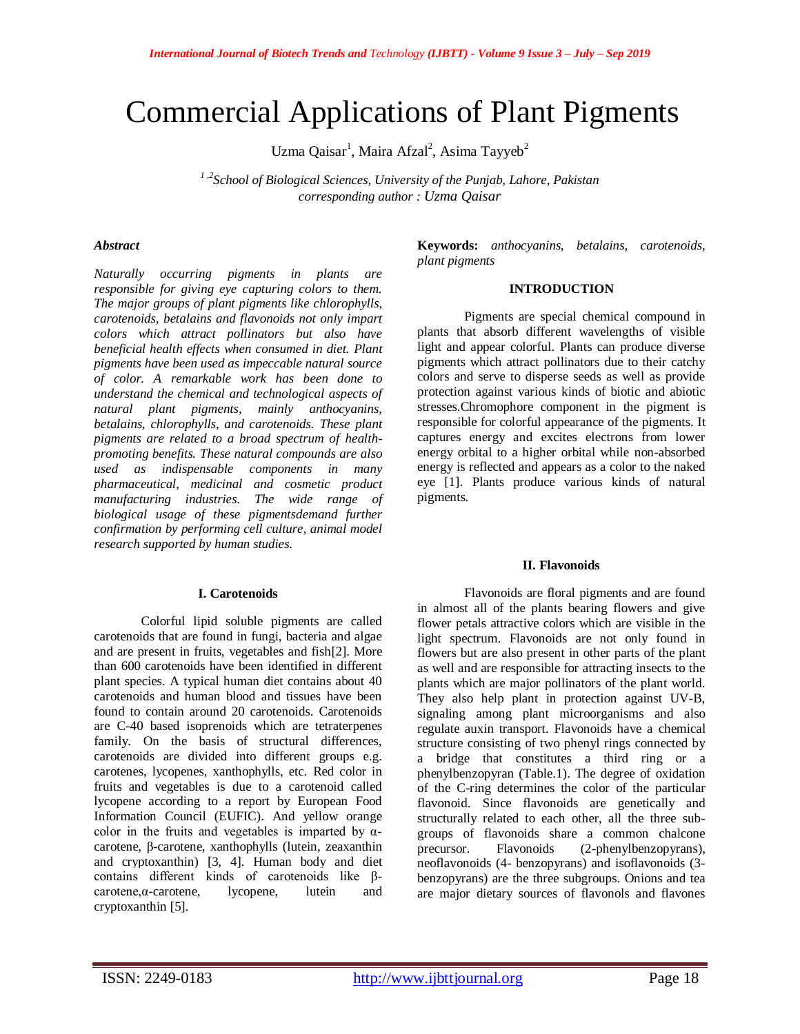# Commercial Applications of Plant Pigments

Uzma Qaisar[1], Maira Afzal[2], Asima Tayyeb[2]

*[1,2]School of Biological Sciences, University of the Punjab, Lahore, Pakistan*
*corresponding author : Uzma Qaisar*

***Abstract***

***Naturally occurring pigments in plants are responsible for giving eye capturing colors to them. The major groups of plant pigments like chlorophylls, carotenoids, betalains and flavonoids not only impart colors which attract pollinators but also have beneficial health effects when consumed in diet. Plant pigments have been used as impeccable natural source of color. A remarkable work has been done to understand the chemical and technological aspects of natural plant pigments, mainly anthocyanins, betalains, chlorophylls, and carotenoids. These plant pigments are related to a broad spectrum of health-promoting benefits. These natural compounds are also used as indispensable components in many pharmaceutical, medicinal and cosmetic product manufacturing industries. The wide range of biological usage of these pigmentsdemand further confirmation by performing cell culture, animal model research supported by human studies.***

**Keywords:** *anthocyanins, betalains, carotenoids, plant pigments*

## INTRODUCTION

Pigments are special chemical compound in plants that absorb different wavelengths of visible light and appear colorful. Plants can produce diverse pigments which attract pollinators due to their catchy colors and serve to disperse seeds as well as provide protection against various kinds of biotic and abiotic stresses.Chromophore component in the pigment is responsible for colorful appearance of the pigments. It captures energy and excites electrons from lower energy orbital to a higher orbital while non-absorbed energy is reflected and appears as a color to the naked eye [1]. Plants produce various kinds of natural pigments.

## I. Carotenoids

Colorful lipid soluble pigments are called carotenoids that are found in fungi, bacteria and algae and are present in fruits, vegetables and fish[2]. More than 600 carotenoids have been identified in different plant species. A typical human diet contains about 40 carotenoids and human blood and tissues have been found to contain around 20 carotenoids. Carotenoids are C-40 based isoprenoids which are tetraterpenes family. On the basis of structural differences, carotenoids are divided into different groups e.g. carotenes, lycopenes, xanthophylls, etc. Red color in fruits and vegetables is due to a carotenoid called lycopene according to a report by European Food Information Council (EUFIC). And yellow orange color in the fruits and vegetables is imparted by α-carotene, β-carotene, xanthophylls (lutein, zeaxanthin and cryptoxanthin) [3, 4]. Human body and diet contains different kinds of carotenoids like β-carotene,α-carotene, lycopene, lutein and cryptoxanthin [5].

## II. Flavonoids

Flavonoids are floral pigments and are found in almost all of the plants bearing flowers and give flower petals attractive colors which are visible in the light spectrum. Flavonoids are not only found in flowers but are also present in other parts of the plant as well and are responsible for attracting insects to the plants which are major pollinators of the plant world. They also help plant in protection against UV-B, signaling among plant microorganisms and also regulate auxin transport. Flavonoids have a chemical structure consisting of two phenyl rings connected by a bridge that constitutes a third ring or a phenylbenzopyran (Table.1). The degree of oxidation of the C-ring determines the color of the particular flavonoid. Since flavonoids are genetically and structurally related to each other, all the three sub-groups of flavonoids share a common chalcone precursor. Flavonoids (2-phenylbenzopyrans), neoflavonoids (4- benzopyrans) and isoflavonoids (3-benzopyrans) are the three subgroups. Onions and tea are major dietary sources of flavonols and flavones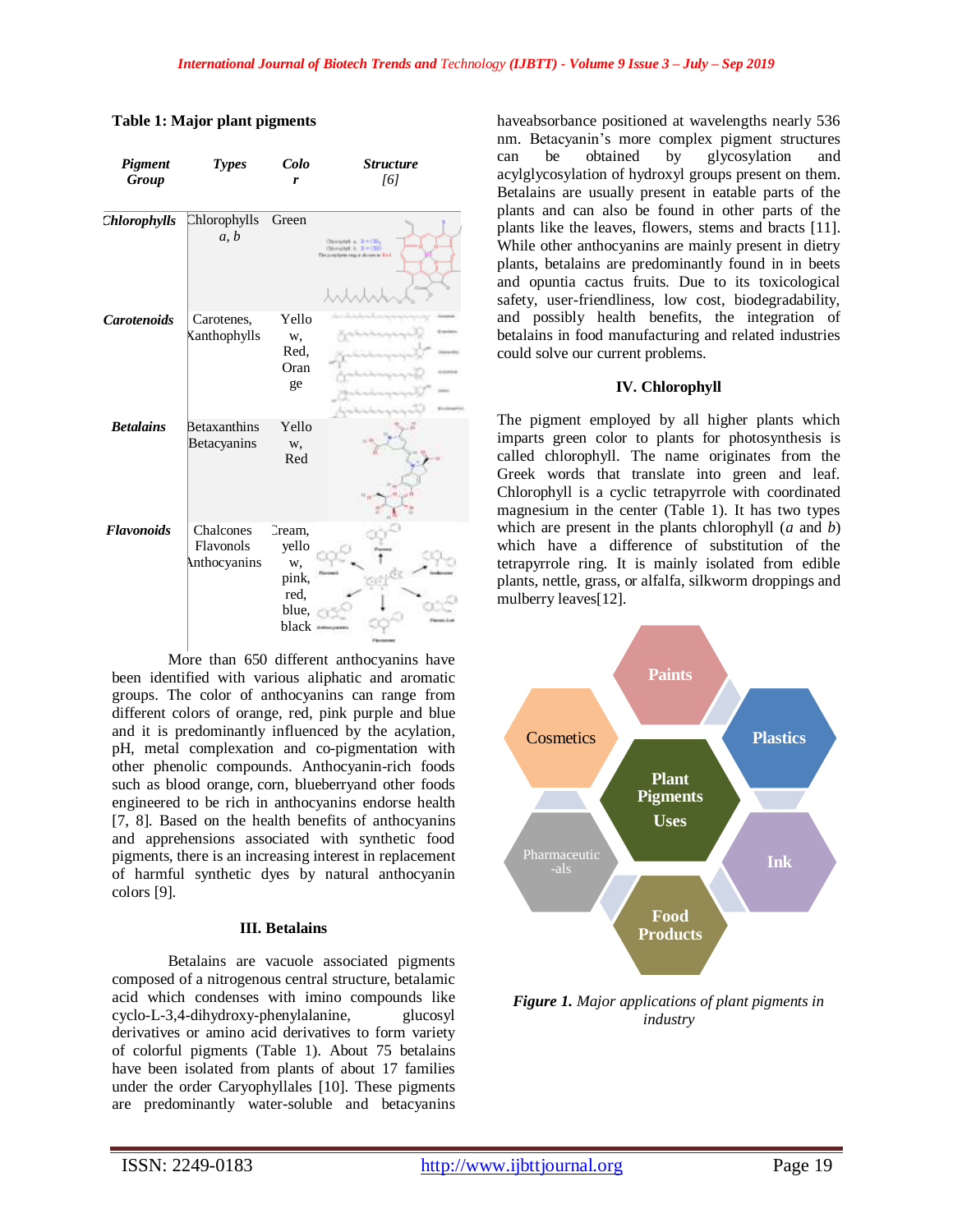**Table 1: Major plant pigments**

| *Pigment Group* | *Types* | *Color* | *Structure [6]* |
|---|---|---|---|
| *Chlorophylls* | Chlorophylls *a, b* | Green | |
| *Carotenoids* | Carotenes, Xanthophylls | Yellow, Red, Orange | |
| *Betalains* | Betaxanthins Betacyanins | Yellow, Red | |
| *Flavonoids* | Chalcones Flavonols Anthocyanins | Cream, yellow, pink, red, blue, black | |

More than 650 different anthocyanins have been identified with various aliphatic and aromatic groups. The color of anthocyanins can range from different colors of orange, red, pink purple and blue and it is predominantly influenced by the acylation, pH, metal complexation and co-pigmentation with other phenolic compounds. Anthocyanin-rich foods such as blood orange, corn, blueberryand other foods engineered to be rich in anthocyanins endorse health [7, 8]. Based on the health benefits of anthocyanins and apprehensions associated with synthetic food pigments, there is an increasing interest in replacement of harmful synthetic dyes by natural anthocyanin colors [9].

### III. Betalains

Betalains are vacuole associated pigments composed of a nitrogenous central structure, betalamic acid which condenses with imino compounds like cyclo-L-3,4-dihydroxy-phenylalanine, glucosyl derivatives or amino acid derivatives to form variety of colorful pigments (Table 1). About 75 betalains have been isolated from plants of about 17 families under the order Caryophyllales [10]. These pigments are predominantly water-soluble and betacyanins haveabsorbance positioned at wavelengths nearly 536 nm. Betacyanin's more complex pigment structures can be obtained by glycosylation and acylglycosylation of hydroxyl groups present on them. Betalains are usually present in eatable parts of the plants and can also be found in other parts of the plants like the leaves, flowers, stems and bracts [11]. While other anthocyanins are mainly present in dietry plants, betalains are predominantly found in in beets and opuntia cactus fruits. Due to its toxicological safety, user-friendliness, low cost, biodegradability, and possibly health benefits, the integration of betalains in food manufacturing and related industries could solve our current problems.

### IV. Chlorophyll

The pigment employed by all higher plants which imparts green color to plants for photosynthesis is called chlorophyll. The name originates from the Greek words that translate into green and leaf. Chlorophyll is a cyclic tetrapyrrole with coordinated magnesium in the center (Table 1). It has two types which are present in the plants chlorophyll (*a* and *b*) which have a difference of substitution of the tetrapyrrole ring. It is mainly isolated from edible plants, nettle, grass, or alfalfa, silkworm droppings and mulberry leaves[12].

***Figure 1.*** *Major applications of plant pigments in industry*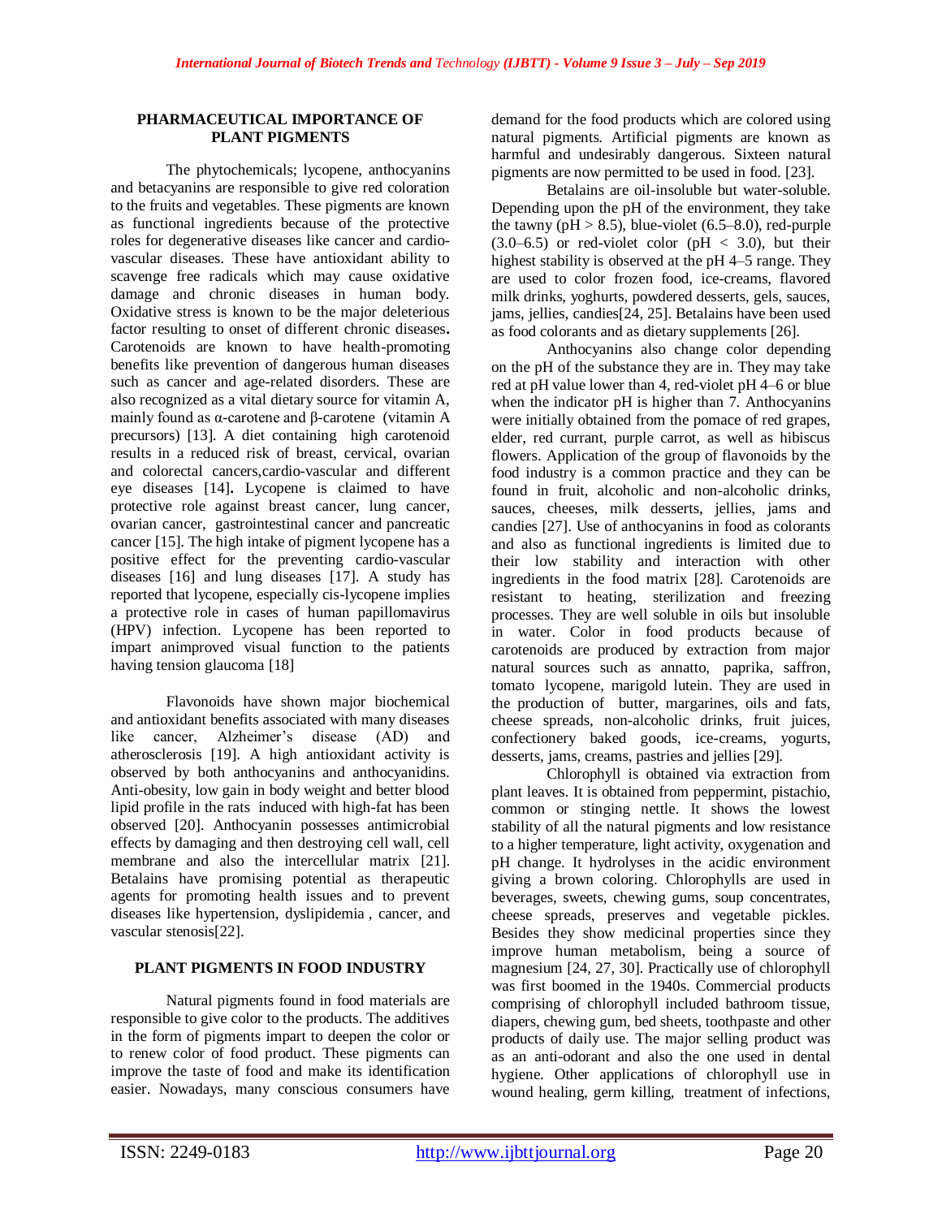## PHARMACEUTICAL IMPORTANCE OF PLANT PIGMENTS

The phytochemicals; lycopene, anthocyanins and betacyanins are responsible to give red coloration to the fruits and vegetables. These pigments are known as functional ingredients because of the protective roles for degenerative diseases like cancer and cardio-vascular diseases. These have antioxidant ability to scavenge free radicals which may cause oxidative damage and chronic diseases in human body. Oxidative stress is known to be the major deleterious factor resulting to onset of different chronic diseases**.** Carotenoids are known to have health-promoting benefits like prevention of dangerous human diseases such as cancer and age-related disorders. These are also recognized as a vital dietary source for vitamin A, mainly found as α-carotene and β-carotene (vitamin A precursors) [13]. A diet containing high carotenoid results in a reduced risk of breast, cervical, ovarian and colorectal cancers,cardio-vascular and different eye diseases [14]**.** Lycopene is claimed to have protective role against breast cancer, lung cancer, ovarian cancer, gastrointestinal cancer and pancreatic cancer [15]. The high intake of pigment lycopene has a positive effect for the preventing cardio-vascular diseases [16] and lung diseases [17]. A study has reported that lycopene, especially cis-lycopene implies a protective role in cases of human papillomavirus (HPV) infection. Lycopene has been reported to impart animproved visual function to the patients having tension glaucoma [18]

Flavonoids have shown major biochemical and antioxidant benefits associated with many diseases like cancer, Alzheimer's disease (AD) and atherosclerosis [19]. A high antioxidant activity is observed by both anthocyanins and anthocyanidins. Anti-obesity, low gain in body weight and better blood lipid profile in the rats induced with high-fat has been observed [20]. Anthocyanin possesses antimicrobial effects by damaging and then destroying cell wall, cell membrane and also the intercellular matrix [21]. Betalains have promising potential as therapeutic agents for promoting health issues and to prevent diseases like hypertension, dyslipidemia , cancer, and vascular stenosis[22].

## PLANT PIGMENTS IN FOOD INDUSTRY

Natural pigments found in food materials are responsible to give color to the products. The additives in the form of pigments impart to deepen the color or to renew color of food product. These pigments can improve the taste of food and make its identification easier. Nowadays, many conscious consumers have demand for the food products which are colored using natural pigments. Artificial pigments are known as harmful and undesirably dangerous. Sixteen natural pigments are now permitted to be used in food. [23].

Betalains are oil-insoluble but water-soluble. Depending upon the pH of the environment, they take the tawny (pH > 8.5), blue-violet (6.5–8.0), red-purple (3.0–6.5) or red-violet color (pH < 3.0), but their highest stability is observed at the pH 4–5 range. They are used to color frozen food, ice-creams, flavored milk drinks, yoghurts, powdered desserts, gels, sauces, jams, jellies, candies[24, 25]. Betalains have been used as food colorants and as dietary supplements [26].

Anthocyanins also change color depending on the pH of the substance they are in. They may take red at pH value lower than 4, red-violet pH 4–6 or blue when the indicator pH is higher than 7. Anthocyanins were initially obtained from the pomace of red grapes, elder, red currant, purple carrot, as well as hibiscus flowers. Application of the group of flavonoids by the food industry is a common practice and they can be found in fruit, alcoholic and non-alcoholic drinks, sauces, cheeses, milk desserts, jellies, jams and candies [27]. Use of anthocyanins in food as colorants and also as functional ingredients is limited due to their low stability and interaction with other ingredients in the food matrix [28]. Carotenoids are resistant to heating, sterilization and freezing processes. They are well soluble in oils but insoluble in water. Color in food products because of carotenoids are produced by extraction from major natural sources such as annatto, paprika, saffron, tomato lycopene, marigold lutein. They are used in the production of butter, margarines, oils and fats, cheese spreads, non-alcoholic drinks, fruit juices, confectionery baked goods, ice-creams, yogurts, desserts, jams, creams, pastries and jellies [29].

Chlorophyll is obtained via extraction from plant leaves. It is obtained from peppermint, pistachio, common or stinging nettle. It shows the lowest stability of all the natural pigments and low resistance to a higher temperature, light activity, oxygenation and pH change. It hydrolyses in the acidic environment giving a brown coloring. Chlorophylls are used in beverages, sweets, chewing gums, soup concentrates, cheese spreads, preserves and vegetable pickles. Besides they show medicinal properties since they improve human metabolism, being a source of magnesium [24, 27, 30]. Practically use of chlorophyll was first boomed in the 1940s. Commercial products comprising of chlorophyll included bathroom tissue, diapers, chewing gum, bed sheets, toothpaste and other products of daily use. The major selling product was as an anti-odorant and also the one used in dental hygiene. Other applications of chlorophyll use in wound healing, germ killing, treatment of infections,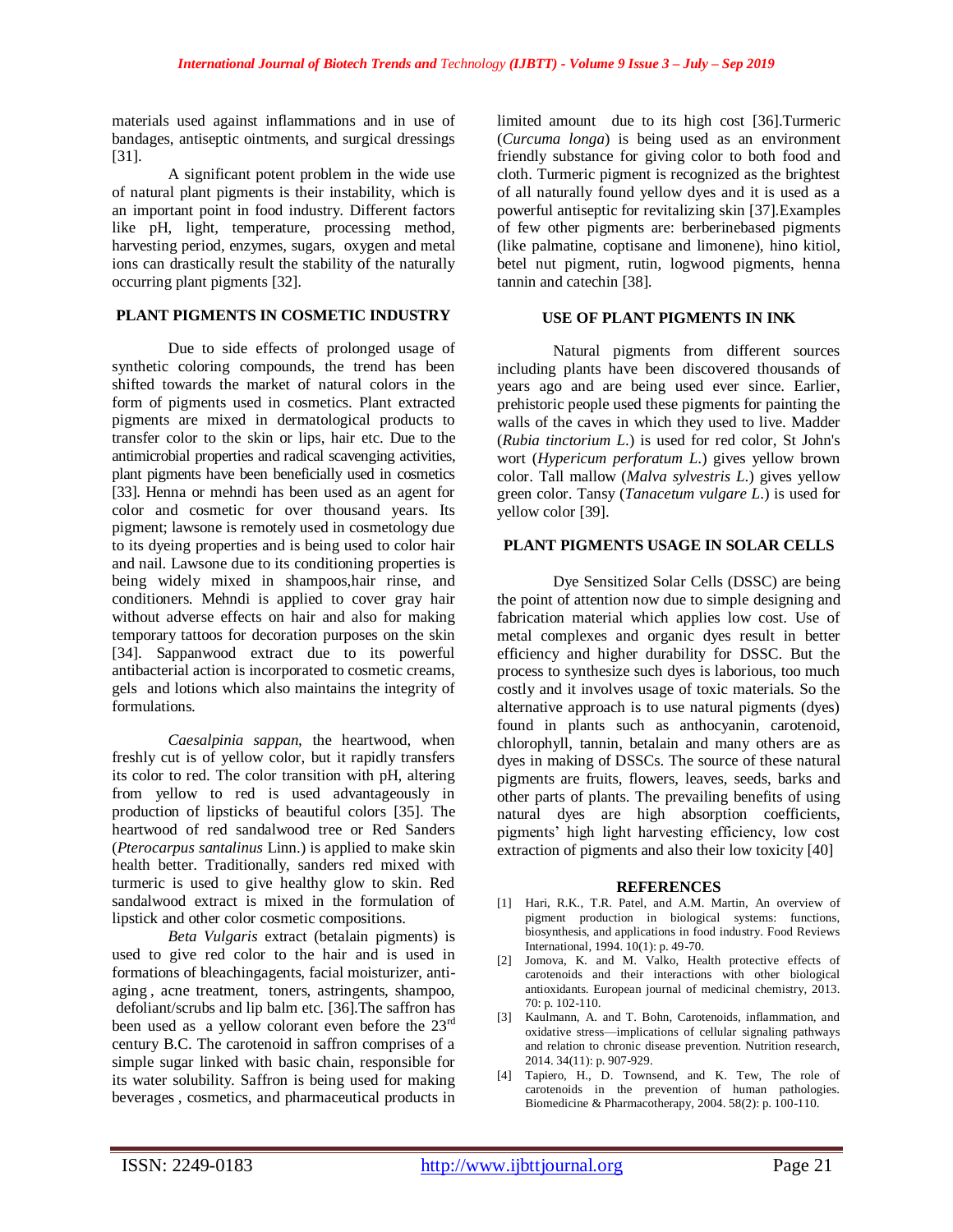materials used against inflammations and in use of bandages, antiseptic ointments, and surgical dressings [31].

A significant potent problem in the wide use of natural plant pigments is their instability, which is an important point in food industry. Different factors like pH, light, temperature, processing method, harvesting period, enzymes, sugars, oxygen and metal ions can drastically result the stability of the naturally occurring plant pigments [32].

## PLANT PIGMENTS IN COSMETIC INDUSTRY

Due to side effects of prolonged usage of synthetic coloring compounds, the trend has been shifted towards the market of natural colors in the form of pigments used in cosmetics. Plant extracted pigments are mixed in dermatological products to transfer color to the skin or lips, hair etc. Due to the antimicrobial properties and radical scavenging activities, plant pigments have been beneficially used in cosmetics [33]. Henna or mehndi has been used as an agent for color and cosmetic for over thousand years. Its pigment; lawsone is remotely used in cosmetology due to its dyeing properties and is being used to color hair and nail. Lawsone due to its conditioning properties is being widely mixed in shampoos,hair rinse, and conditioners. Mehndi is applied to cover gray hair without adverse effects on hair and also for making temporary tattoos for decoration purposes on the skin [34]. Sappanwood extract due to its powerful antibacterial action is incorporated to cosmetic creams, gels and lotions which also maintains the integrity of formulations.

*Caesalpinia sappan*, the heartwood, when freshly cut is of yellow color, but it rapidly transfers its color to red. The color transition with pH, altering from yellow to red is used advantageously in production of lipsticks of beautiful colors [35]. The heartwood of red sandalwood tree or Red Sanders (*Pterocarpus santalinus* Linn.) is applied to make skin health better. Traditionally, sanders red mixed with turmeric is used to give healthy glow to skin. Red sandalwood extract is mixed in the formulation of lipstick and other color cosmetic compositions.

*Beta Vulgaris* extract (betalain pigments) is used to give red color to the hair and is used in formations of bleachingagents, facial moisturizer, anti-aging , acne treatment, toners, astringents, shampoo, defoliant/scrubs and lip balm etc. [36].The saffron has been used as a yellow colorant even before the 23rd century B.C. The carotenoid in saffron comprises of a simple sugar linked with basic chain, responsible for its water solubility. Saffron is being used for making beverages , cosmetics, and pharmaceutical products in limited amount due to its high cost [36].Turmeric (*Curcuma longa*) is being used as an environment friendly substance for giving color to both food and cloth. Turmeric pigment is recognized as the brightest of all naturally found yellow dyes and it is used as a powerful antiseptic for revitalizing skin [37].Examples of few other pigments are: berberinebased pigments (like palmatine, coptisane and limonene), hino kitiol, betel nut pigment, rutin, logwood pigments, henna tannin and catechin [38].

## USE OF PLANT PIGMENTS IN INK

Natural pigments from different sources including plants have been discovered thousands of years ago and are being used ever since. Earlier, prehistoric people used these pigments for painting the walls of the caves in which they used to live. Madder (*Rubia tinctorium L.*) is used for red color, St John's wort (*Hypericum perforatum L.*) gives yellow brown color. Tall mallow (*Malva sylvestris L.*) gives yellow green color. Tansy (*Tanacetum vulgare L.*) is used for yellow color [39].

## PLANT PIGMENTS USAGE IN SOLAR CELLS

Dye Sensitized Solar Cells (DSSC) are being the point of attention now due to simple designing and fabrication material which applies low cost. Use of metal complexes and organic dyes result in better efficiency and higher durability for DSSC. But the process to synthesize such dyes is laborious, too much costly and it involves usage of toxic materials. So the alternative approach is to use natural pigments (dyes) found in plants such as anthocyanin, carotenoid, chlorophyll, tannin, betalain and many others are as dyes in making of DSSCs. The source of these natural pigments are fruits, flowers, leaves, seeds, barks and other parts of plants. The prevailing benefits of using natural dyes are high absorption coefficients, pigments' high light harvesting efficiency, low cost extraction of pigments and also their low toxicity [40]

## REFERENCES

[1] Hari, R.K., T.R. Patel, and A.M. Martin, An overview of pigment production in biological systems: functions, biosynthesis, and applications in food industry. Food Reviews International, 1994. 10(1): p. 49-70.

[2] Jomova, K. and M. Valko, Health protective effects of carotenoids and their interactions with other biological antioxidants. European journal of medicinal chemistry, 2013. 70: p. 102-110.

[3] Kaulmann, A. and T. Bohn, Carotenoids, inflammation, and oxidative stress—implications of cellular signaling pathways and relation to chronic disease prevention. Nutrition research, 2014. 34(11): p. 907-929.

[4] Tapiero, H., D. Townsend, and K. Tew, The role of carotenoids in the prevention of human pathologies. Biomedicine & Pharmacotherapy, 2004. 58(2): p. 100-110.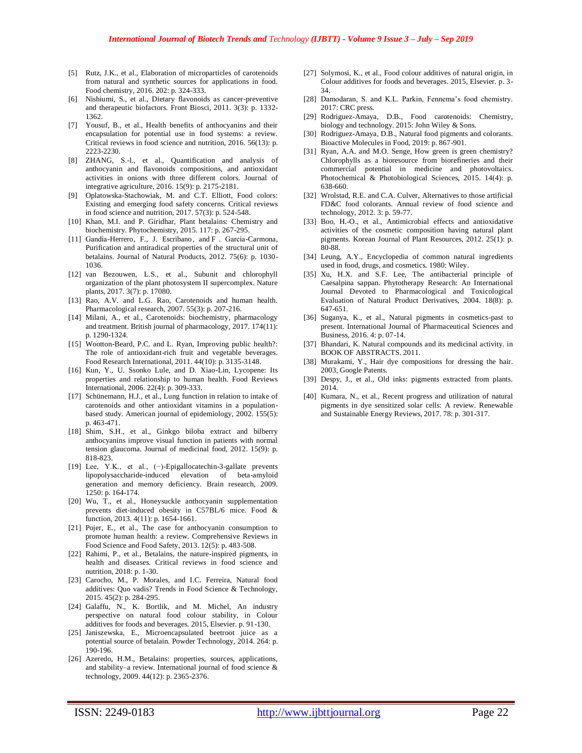[5] Rutz, J.K., et al., Elaboration of microparticles of carotenoids from natural and synthetic sources for applications in food. Food chemistry, 2016. 202: p. 324-333.

[6] Nishiumi, S., et al., Dietary flavonoids as cancer-preventive and therapeutic biofactors. Front Biosci, 2011. 3(3): p. 1332-1362.

[7] Yousuf, B., et al., Health benefits of anthocyanins and their encapsulation for potential use in food systems: a review. Critical reviews in food science and nutrition, 2016. 56(13): p. 2223-2230.

[8] ZHANG, S.-l., et al., Quantification and analysis of anthocyanin and flavonoids compositions, and antioxidant activities in onions with three different colors. Journal of integrative agriculture, 2016. 15(9): p. 2175-2181.

[9] Oplatowska-Stachowiak, M. and C.T. Elliott, Food colors: Existing and emerging food safety concerns. Critical reviews in food science and nutrition, 2017. 57(3): p. 524-548.

[10] Khan, M.I. and P. Giridhar, Plant betalains: Chemistry and biochemistry. Phytochemistry, 2015. 117: p. 267-295.

[11] Gandía-Herrero, F., J. Escribano, and F. García-Carmona, Purification and antiradical properties of the structural unit of betalains. Journal of Natural Products, 2012. 75(6): p. 1030-1036.

[12] van Bezouwen, L.S., et al., Subunit and chlorophyll organization of the plant photosystem II supercomplex. Nature plants, 2017. 3(7): p. 17080.

[13] Rao, A.V. and L.G. Rao, Carotenoids and human health. Pharmacological research, 2007. 55(3): p. 207-216.

[14] Milani, A., et al., Carotenoids: biochemistry, pharmacology and treatment. British journal of pharmacology, 2017. 174(11): p. 1290-1324.

[15] Wootton-Beard, P.C. and L. Ryan, Improving public health?: The role of antioxidant-rich fruit and vegetable beverages. Food Research International, 2011. 44(10): p. 3135-3148.

[16] Kun, Y., U. Ssonko Lule, and D. Xiao-Lin, Lycopene: Its properties and relationship to human health. Food Reviews International, 2006. 22(4): p. 309-333.

[17] Schünemann, H.J., et al., Lung function in relation to intake of carotenoids and other antioxidant vitamins in a population-based study. American journal of epidemiology, 2002. 155(5): p. 463-471.

[18] Shim, S.H., et al., Ginkgo biloba extract and bilberry anthocyanins improve visual function in patients with normal tension glaucoma. Journal of medicinal food, 2012. 15(9): p. 818-823.

[19] Lee, Y.K., et al., (−)-Epigallocatechin-3-gallate prevents lipopolysaccharide-induced elevation of beta-amyloid generation and memory deficiency. Brain research, 2009. 1250: p. 164-174.

[20] Wu, T., et al., Honeysuckle anthocyanin supplementation prevents diet-induced obesity in C57BL/6 mice. Food & function, 2013. 4(11): p. 1654-1661.

[21] Pojer, E., et al., The case for anthocyanin consumption to promote human health: a review. Comprehensive Reviews in Food Science and Food Safety, 2013. 12(5): p. 483-508.

[22] Rahimi, P., et al., Betalains, the nature-inspired pigments, in health and diseases. Critical reviews in food science and nutrition, 2018: p. 1-30.

[23] Carocho, M., P. Morales, and I.C. Ferreira, Natural food additives: Quo vadis? Trends in Food Science & Technology, 2015. 45(2): p. 284-295.

[24] Galaffu, N., K. Bortlik, and M. Michel, An industry perspective on natural food colour stability, in Colour additives for foods and beverages. 2015, Elsevier. p. 91-130.

[25] Janiszewska, E., Microencapsulated beetroot juice as a potential source of betalain. Powder Technology, 2014. 264: p. 190-196.

[26] Azeredo, H.M., Betalains: properties, sources, applications, and stability–a review. International journal of food science & technology, 2009. 44(12): p. 2365-2376.

[27] Solymosi, K., et al., Food colour additives of natural origin, in Colour additives for foods and beverages. 2015, Elsevier. p. 3-34.

[28] Damodaran, S. and K.L. Parkin, Fennema's food chemistry. 2017: CRC press.

[29] Rodriguez-Amaya, D.B., Food carotenoids: Chemistry, biology and technology. 2015: John Wiley & Sons.

[30] Rodriguez-Amaya, D.B., Natural food pigments and colorants. Bioactive Molecules in Food, 2019: p. 867-901.

[31] Ryan, A.A. and M.O. Senge, How green is green chemistry? Chlorophylls as a bioresource from biorefineries and their commercial potential in medicine and photovoltaics. Photochemical & Photobiological Sciences, 2015. 14(4): p. 638-660.

[32] Wrolstad, R.E. and C.A. Culver, Alternatives to those artificial FD&C food colorants. Annual review of food science and technology, 2012. 3: p. 59-77.

[33] Boo, H.-O., et al., Antimicrobial effects and antioxidative activities of the cosmetic composition having natural plant pigments. Korean Journal of Plant Resources, 2012. 25(1): p. 80-88.

[34] Leung, A.Y., Encyclopedia of common natural ingredients used in food, drugs, and cosmetics. 1980: Wiley.

[35] Xu, H.X. and S.F. Lee, The antibacterial principle of Caesalpina sappan. Phytotherapy Research: An International Journal Devoted to Pharmacological and Toxicological Evaluation of Natural Product Derivatives, 2004. 18(8): p. 647-651.

[36] Suganya, K., et al., Natural pigments in cosmetics-past to present. International Journal of Pharmaceutical Sciences and Business, 2016. 4: p. 07-14.

[37] Bhandari, K. Natural compounds and its medicinal activity. in BOOK OF ABSTRACTS. 2011.

[38] Murakami, Y., Hair dye compositions for dressing the hair. 2003, Google Patents.

[39] Despy, J., et al., Old inks: pigments extracted from plants. 2014.

[40] Kumara, N., et al., Recent progress and utilization of natural pigments in dye sensitized solar cells: A review. Renewable and Sustainable Energy Reviews, 2017. 78: p. 301-317.